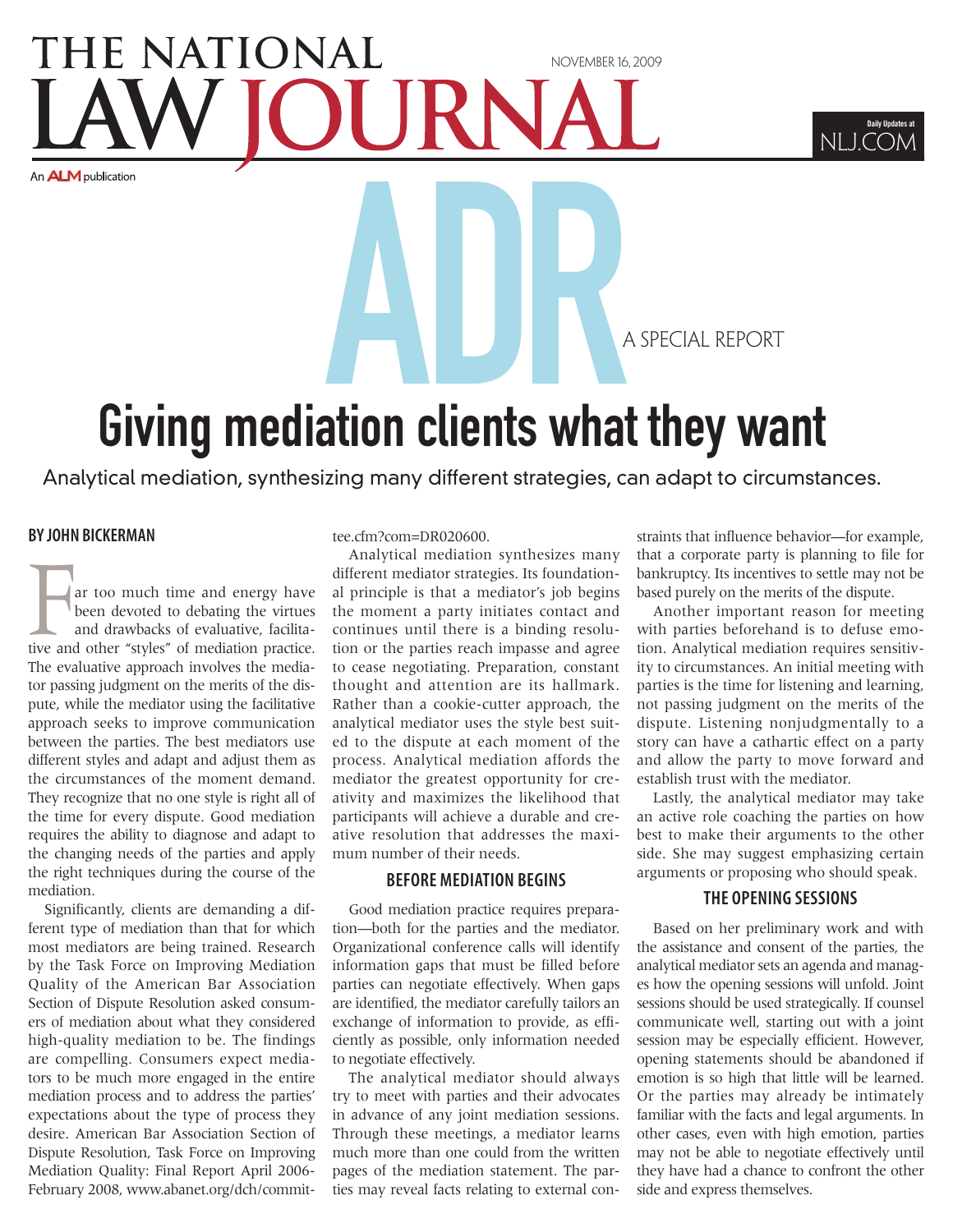# THE NATIONAL LAW JOURNAL

NOVEMBER 16, 2009

An ALM publication

Daily Updates at NLJ.COM

ADR A SPECIAL REPORT

# Giving mediation clients what they want

Analytical mediation, synthesizing many different strategies, can adapt to circumstances.

**BY JOHN BICKERMAN**

Far too much time and energy have been devoted to debating the virtues and drawbacks of evaluative, facilitative and other "styles" of mediation practice. The evaluative approach involves the mediator passing judgment on the merits of the dispute, while the mediator using the facilitative approach seeks to improve communication between the parties. The best mediators use different styles and adapt and adjust them as the circumstances of the moment demand. They recognize that no one style is right all of the time for every dispute. Good mediation requires the ability to diagnose and adapt to the changing needs of the parties and apply the right techniques during the course of the mediation.

Significantly, clients are demanding a different type of mediation than that for which most mediators are being trained. Research by the Task Force on Improving Mediation Quality of the American Bar Association Section of Dispute Resolution asked consumers of mediation about what they considered high-quality mediation to be. The findings are compelling. Consumers expect mediators to be much more engaged in the entire mediation process and to address the parties' expectations about the type of process they desire. American Bar Association Section of Dispute Resolution, Task Force on Improving Mediation Quality: Final Report April 2006-February 2008, www.abanet.org/dch/committee.cfm?com=DR020600.

Analytical mediation synthesizes many different mediator strategies. Its foundational principle is that a mediator's job begins the moment a party initiates contact and continues until there is a binding resolution or the parties reach impasse and agree to cease negotiating. Preparation, constant thought and attention are its hallmark. Rather than a cookie-cutter approach, the analytical mediator uses the style best suited to the dispute at each moment of the process. Analytical mediation affords the mediator the greatest opportunity for creativity and maximizes the likelihood that participants will achieve a durable and creative resolution that addresses the maximum number of their needs.

## BEFORE MEDIATION BEGINS

Good mediation practice requires preparation—both for the parties and the mediator. Organizational conference calls will identify information gaps that must be filled before parties can negotiate effectively. When gaps are identified, the mediator carefully tailors an exchange of information to provide, as efficiently as possible, only information needed to negotiate effectively.

The analytical mediator should always try to meet with parties and their advocates in advance of any joint mediation sessions. Through these meetings, a mediator learns much more than one could from the written pages of the mediation statement. The parties may reveal facts relating to external constraints that influence behavior—for example, that a corporate party is planning to file for bankruptcy. Its incentives to settle may not be based purely on the merits of the dispute.

Another important reason for meeting with parties beforehand is to defuse emotion. Analytical mediation requires sensitivity to circumstances. An initial meeting with parties is the time for listening and learning, not passing judgment on the merits of the dispute. Listening nonjudgmentally to a story can have a cathartic effect on a party and allow the party to move forward and establish trust with the mediator.

Lastly, the analytical mediator may take an active role coaching the parties on how best to make their arguments to the other side. She may suggest emphasizing certain arguments or proposing who should speak.

## THE OPENING SESSIONS

Based on her preliminary work and with the assistance and consent of the parties, the analytical mediator sets an agenda and manages how the opening sessions will unfold. Joint sessions should be used strategically. If counsel communicate well, starting out with a joint session may be especially efficient. However, opening statements should be abandoned if emotion is so high that little will be learned. Or the parties may already be intimately familiar with the facts and legal arguments. In other cases, even with high emotion, parties may not be able to negotiate effectively until they have had a chance to confront the other side and express themselves.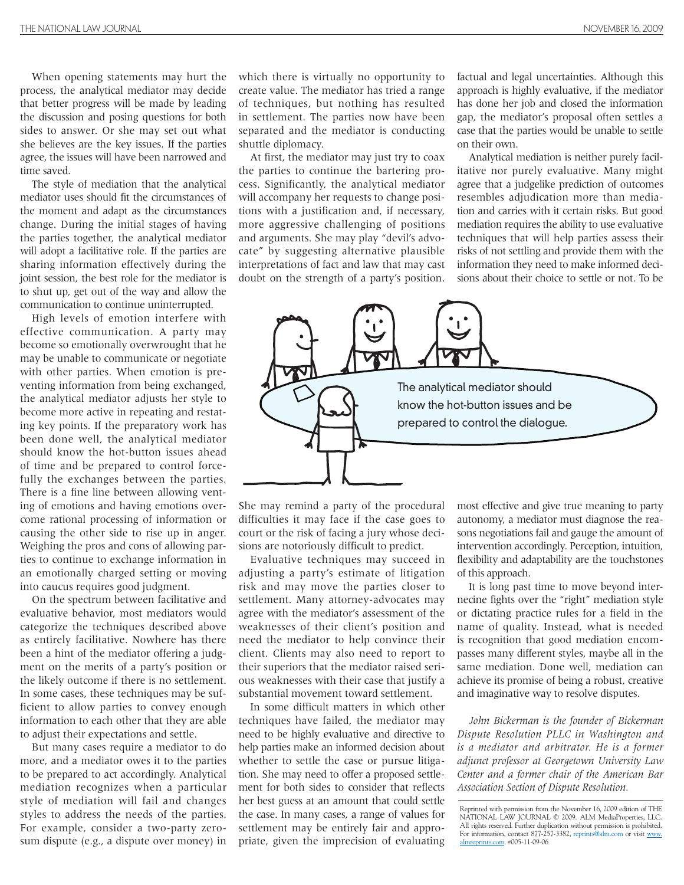When opening statements may hurt the process, the analytical mediator may decide that better progress will be made by leading the discussion and posing questions for both sides to answer. Or she may set out what she believes are the key issues. If the parties agree, the issues will have been narrowed and time saved.

The style of mediation that the analytical mediator uses should fit the circumstances of the moment and adapt as the circumstances change. During the initial stages of having the parties together, the analytical mediator will adopt a facilitative role. If the parties are sharing information effectively during the joint session, the best role for the mediator is to shut up, get out of the way and allow the communication to continue uninterrupted.

High levels of emotion interfere with effective communication. A party may become so emotionally overwrought that he may be unable to communicate or negotiate with other parties. When emotion is preventing information from being exchanged, the analytical mediator adjusts her style to become more active in repeating and restating key points. If the preparatory work has been done well, the analytical mediator should know the hot-button issues ahead of time and be prepared to control forcefully the exchanges between the parties. There is a fine line between allowing venting of emotions and having emotions overcome rational processing of information or causing the other side to rise up in anger. Weighing the pros and cons of allowing parties to continue to exchange information in an emotionally charged setting or moving into caucus requires good judgment.

On the spectrum between facilitative and evaluative behavior, most mediators would categorize the techniques described above as entirely facilitative. Nowhere has there been a hint of the mediator offering a judgment on the merits of a party's position or the likely outcome if there is no settlement. In some cases, these techniques may be sufficient to allow parties to convey enough information to each other that they are able to adjust their expectations and settle.

But many cases require a mediator to do more, and a mediator owes it to the parties to be prepared to act accordingly. Analytical mediation recognizes when a particular style of mediation will fail and changes styles to address the needs of the parties. For example, consider a two-party zero-sum dispute (e.g., a dispute over money) in which there is virtually no opportunity to create value. The mediator has tried a range of techniques, but nothing has resulted in settlement. The parties now have been separated and the mediator is conducting shuttle diplomacy.

At first, the mediator may just try to coax the parties to continue the bartering process. Significantly, the analytical mediator will accompany her requests to change positions with a justification and, if necessary, more aggressive challenging of positions and arguments. She may play "devil's advocate" by suggesting alternative plausible interpretations of fact and law that may cast doubt on the strength of a party's position. She may remind a party of the procedural difficulties it may face if the case goes to court or the risk of facing a jury whose decisions are notoriously difficult to predict.

Evaluative techniques may succeed in adjusting a party's estimate of litigation risk and may move the parties closer to settlement. Many attorney-advocates may agree with the mediator's assessment of the weaknesses of their client's position and need the mediator to help convince their client. Clients may also need to report to their superiors that the mediator raised serious weaknesses with their case that justify a substantial movement toward settlement.

In some difficult matters in which other techniques have failed, the mediator may need to be highly evaluative and directive to help parties make an informed decision about whether to settle the case or pursue litigation. She may need to offer a proposed settlement for both sides to consider that reflects her best guess at an amount that could settle the case. In many cases, a range of values for settlement may be entirely fair and appropriate, given the imprecision of evaluating factual and legal uncertainties. Although this approach is highly evaluative, if the mediator has done her job and closed the information gap, the mediator's proposal often settles a case that the parties would be unable to settle on their own.

Analytical mediation is neither purely facilitative nor purely evaluative. Many might agree that a judgelike prediction of outcomes resembles adjudication more than mediation and carries with it certain risks. But good mediation requires the ability to use evaluative techniques that will help parties assess their risks of not settling and provide them with the information they need to make informed decisions about their choice to settle or not. To be most effective and give true meaning to party autonomy, a mediator must diagnose the reasons negotiations fail and gauge the amount of intervention accordingly. Perception, intuition, flexibility and adaptability are the touchstones of this approach.

It is long past time to move beyond internecine fights over the "right" mediation style or dictating practice rules for a field in the name of quality. Instead, what is needed is recognition that good mediation encompasses many different styles, maybe all in the same mediation. Done well, mediation can achieve its promise of being a robust, creative and imaginative way to resolve disputes.

The analytical mediator should know the hot-button issues and be prepared to control the dialogue.

*John Bickerman is the founder of Bickerman Dispute Resolution PLLC in Washington and is a mediator and arbitrator. He is a former adjunct professor at Georgetown University Law Center and a former chair of the American Bar Association Section of Dispute Resolution.*

Reprinted with permission from the November 16, 2009 edition of THE NATIONAL LAW JOURNAL © 2009. ALM MediaProperties, LLC. All rights reserved. Further duplication without permission is prohibited. For information, contact 877-257-3382, reprints@alm.com or visit www.almreprints.com. #005-11-09-06